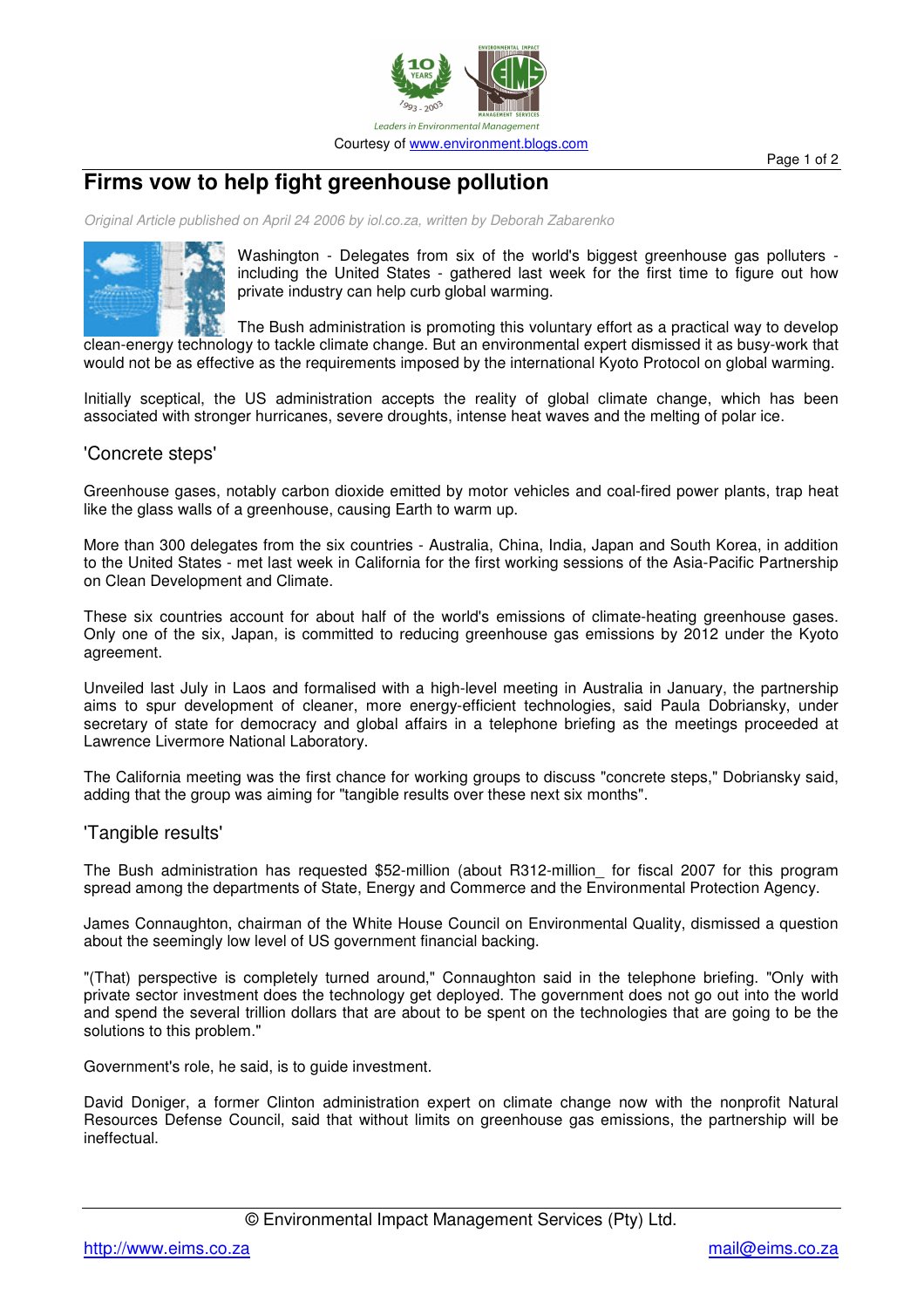Leaders in Environmental Management

Courtesy of www.environment.blogs.com

# Firms vow to help fight greenhouse pollution

*Original Article published on April 24 2006 by iol.co.za, written by Deborah Zabarenko*

Washington - Delegates from six of the world's biggest greenhouse gas polluters - including the United States - gathered last week for the first time to figure out how private industry can help curb global warming.

The Bush administration is promoting this voluntary effort as a practical way to develop clean-energy technology to tackle climate change. But an environmental expert dismissed it as busy-work that would not be as effective as the requirements imposed by the international Kyoto Protocol on global warming.

Initially sceptical, the US administration accepts the reality of global climate change, which has been associated with stronger hurricanes, severe droughts, intense heat waves and the melting of polar ice.

## 'Concrete steps'

Greenhouse gases, notably carbon dioxide emitted by motor vehicles and coal-fired power plants, trap heat like the glass walls of a greenhouse, causing Earth to warm up.

More than 300 delegates from the six countries - Australia, China, India, Japan and South Korea, in addition to the United States - met last week in California for the first working sessions of the Asia-Pacific Partnership on Clean Development and Climate.

These six countries account for about half of the world's emissions of climate-heating greenhouse gases. Only one of the six, Japan, is committed to reducing greenhouse gas emissions by 2012 under the Kyoto agreement.

Unveiled last July in Laos and formalised with a high-level meeting in Australia in January, the partnership aims to spur development of cleaner, more energy-efficient technologies, said Paula Dobriansky, under secretary of state for democracy and global affairs in a telephone briefing as the meetings proceeded at Lawrence Livermore National Laboratory.

The California meeting was the first chance for working groups to discuss "concrete steps," Dobriansky said, adding that the group was aiming for "tangible results over these next six months".

## 'Tangible results'

The Bush administration has requested $52-million (about R312-million_ for fiscal 2007 for this program spread among the departments of State, Energy and Commerce and the Environmental Protection Agency.

James Connaughton, chairman of the White House Council on Environmental Quality, dismissed a question about the seemingly low level of US government financial backing.

"(That) perspective is completely turned around," Connaughton said in the telephone briefing. "Only with private sector investment does the technology get deployed. The government does not go out into the world and spend the several trillion dollars that are about to be spent on the technologies that are going to be the solutions to this problem."

Government's role, he said, is to guide investment.

David Doniger, a former Clinton administration expert on climate change now with the nonprofit Natural Resources Defense Council, said that without limits on greenhouse gas emissions, the partnership will be ineffectual.

© Environmental Impact Management Services (Pty) Ltd.

http://www.eims.co.za mail@eims.co.za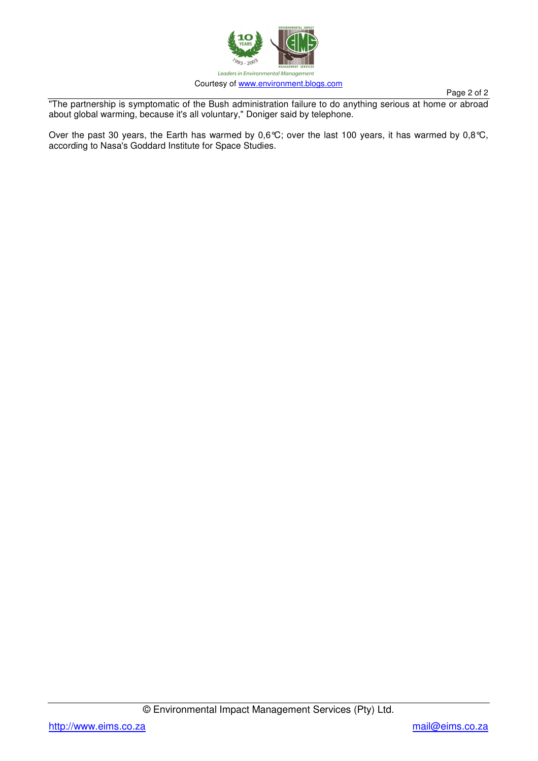"The partnership is symptomatic of the Bush administration failure to do anything serious at home or abroad about global warming, because it's all voluntary," Doniger said by telephone.

Over the past 30 years, the Earth has warmed by 0,6℃; over the last 100 years, it has warmed by 0,8℃, according to Nasa's Goddard Institute for Space Studies.